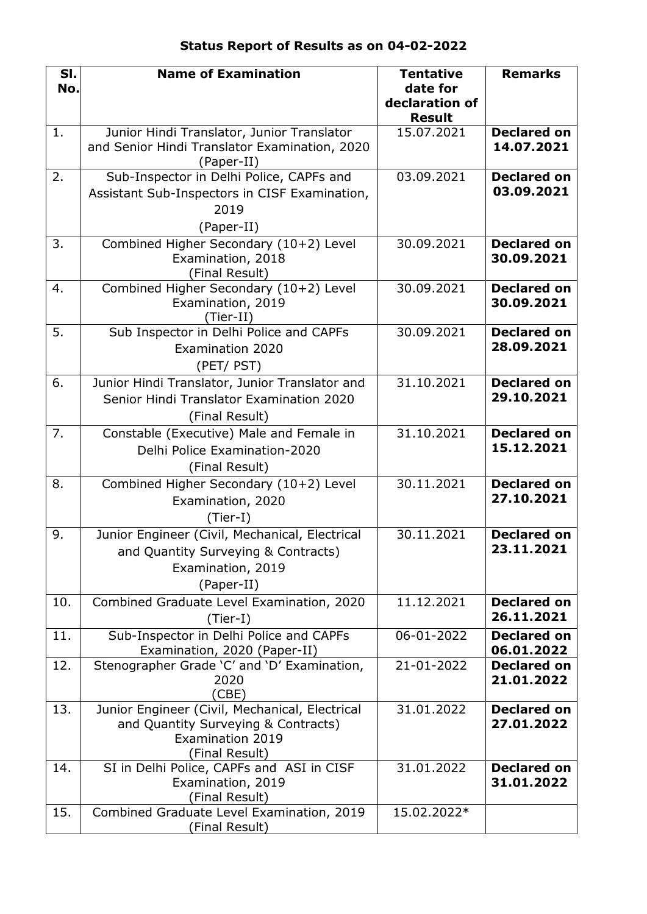**Status Report of Results as on 04-02-2022**

| Sl. No. | Name of Examination | Tentative date for declaration of Result | Remarks |
|---|---|---|---|
| 1. | Junior Hindi Translator, Junior Translator and Senior Hindi Translator Examination, 2020 (Paper-II) | 15.07.2021 | **Declared on 14.07.2021** |
| 2. | Sub-Inspector in Delhi Police, CAPFs and Assistant Sub-Inspectors in CISF Examination, 2019 (Paper-II) | 03.09.2021 | **Declared on 03.09.2021** |
| 3. | Combined Higher Secondary (10+2) Level Examination, 2018 (Final Result) | 30.09.2021 | **Declared on 30.09.2021** |
| 4. | Combined Higher Secondary (10+2) Level Examination, 2019 (Tier-II) | 30.09.2021 | **Declared on 30.09.2021** |
| 5. | Sub Inspector in Delhi Police and CAPFs Examination 2020 (PET/ PST) | 30.09.2021 | **Declared on 28.09.2021** |
| 6. | Junior Hindi Translator, Junior Translator and Senior Hindi Translator Examination 2020 (Final Result) | 31.10.2021 | **Declared on 29.10.2021** |
| 7. | Constable (Executive) Male and Female in Delhi Police Examination-2020 (Final Result) | 31.10.2021 | **Declared on 15.12.2021** |
| 8. | Combined Higher Secondary (10+2) Level Examination, 2020 (Tier-I) | 30.11.2021 | **Declared on 27.10.2021** |
| 9. | Junior Engineer (Civil, Mechanical, Electrical and Quantity Surveying & Contracts) Examination, 2019 (Paper-II) | 30.11.2021 | **Declared on 23.11.2021** |
| 10. | Combined Graduate Level Examination, 2020 (Tier-I) | 11.12.2021 | **Declared on 26.11.2021** |
| 11. | Sub-Inspector in Delhi Police and CAPFs Examination, 2020 (Paper-II) | 06-01-2022 | **Declared on 06.01.2022** |
| 12. | Stenographer Grade 'C' and 'D' Examination, 2020 (CBE) | 21-01-2022 | **Declared on 21.01.2022** |
| 13. | Junior Engineer (Civil, Mechanical, Electrical and Quantity Surveying & Contracts) Examination 2019 (Final Result) | 31.01.2022 | **Declared on 27.01.2022** |
| 14. | SI in Delhi Police, CAPFs and ASI in CISF Examination, 2019 (Final Result) | 31.01.2022 | **Declared on 31.01.2022** |
| 15. | Combined Graduate Level Examination, 2019 (Final Result) | 15.02.2022* | |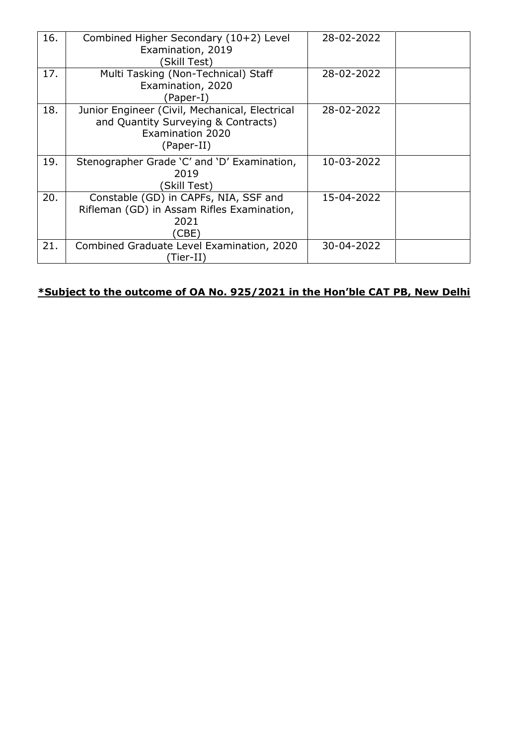| | | | |
|---|---|---|---|
| 16. | Combined Higher Secondary (10+2) Level Examination, 2019 (Skill Test) | 28-02-2022 | |
| 17. | Multi Tasking (Non-Technical) Staff Examination, 2020 (Paper-I) | 28-02-2022 | |
| 18. | Junior Engineer (Civil, Mechanical, Electrical and Quantity Surveying & Contracts) Examination 2020 (Paper-II) | 28-02-2022 | |
| 19. | Stenographer Grade 'C' and 'D' Examination, 2019 (Skill Test) | 10-03-2022 | |
| 20. | Constable (GD) in CAPFs, NIA, SSF and Rifleman (GD) in Assam Rifles Examination, 2021 (CBE) | 15-04-2022 | |
| 21. | Combined Graduate Level Examination, 2020 (Tier-II) | 30-04-2022 | |

**\*Subject to the outcome of OA No. 925/2021 in the Hon'ble CAT PB, New Delhi**